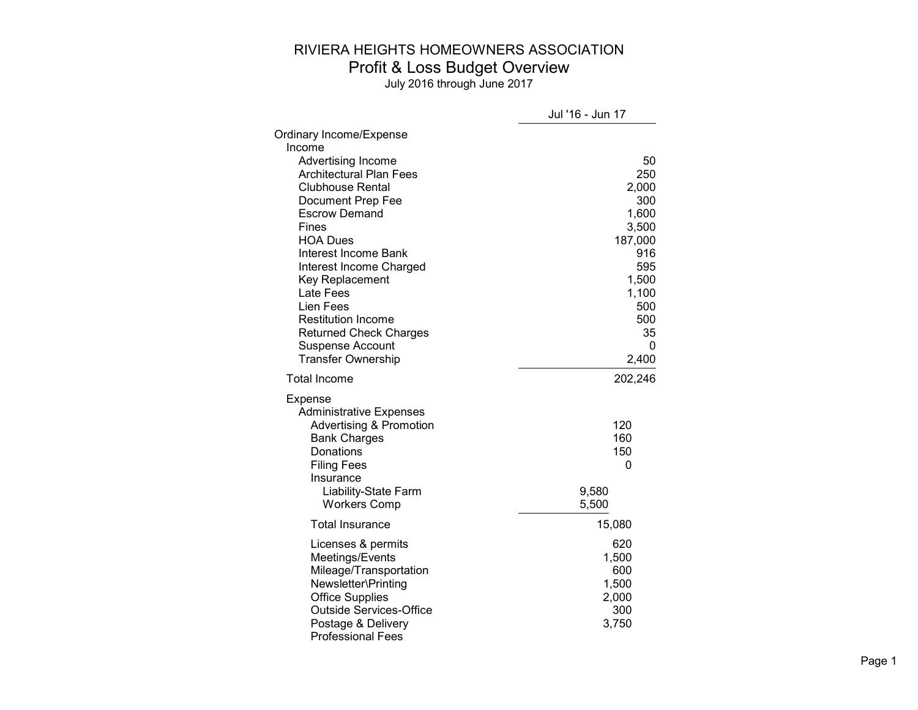# RIVIERA HEIGHTS HOMEOWNERS ASSOCIATION

## Profit & Loss Budget Overview

July 2016 through June 2017

| | | | Jul '16 - Jun 17 |
|---|---|---|---|
| Ordinary Income/Expense | | | |
| Income | | | |
| Advertising Income | | | 50 |
| Architectural Plan Fees | | | 250 |
| Clubhouse Rental | | | 2,000 |
| Document Prep Fee | | | 300 |
| Escrow Demand | | | 1,600 |
| Fines | | | 3,500 |
| HOA Dues | | | 187,000 |
| Interest Income Bank | | | 916 |
| Interest Income Charged | | | 595 |
| Key Replacement | | | 1,500 |
| Late Fees | | | 1,100 |
| Lien Fees | | | 500 |
| Restitution Income | | | 500 |
| Returned Check Charges | | | 35 |
| Suspense Account | | | 0 |
| Transfer Ownership | | | 2,400 |
| Total Income | | | 202,246 |
| Expense | | | |
| Administrative Expenses | | | |
| Advertising & Promotion | | 120 | |
| Bank Charges | | 160 | |
| Donations | | 150 | |
| Filing Fees | | 0 | |
| Insurance | | | |
| Liability-State Farm | 9,580 | | |
| Workers Comp | 5,500 | | |
| Total Insurance | | 15,080 | |
| Licenses & permits | | 620 | |
| Meetings/Events | | 1,500 | |
| Mileage/Transportation | | 600 | |
| Newsletter\Printing | | 1,500 | |
| Office Supplies | | 2,000 | |
| Outside Services-Office | | 300 | |
| Postage & Delivery | | 3,750 | |
| Professional Fees | | | |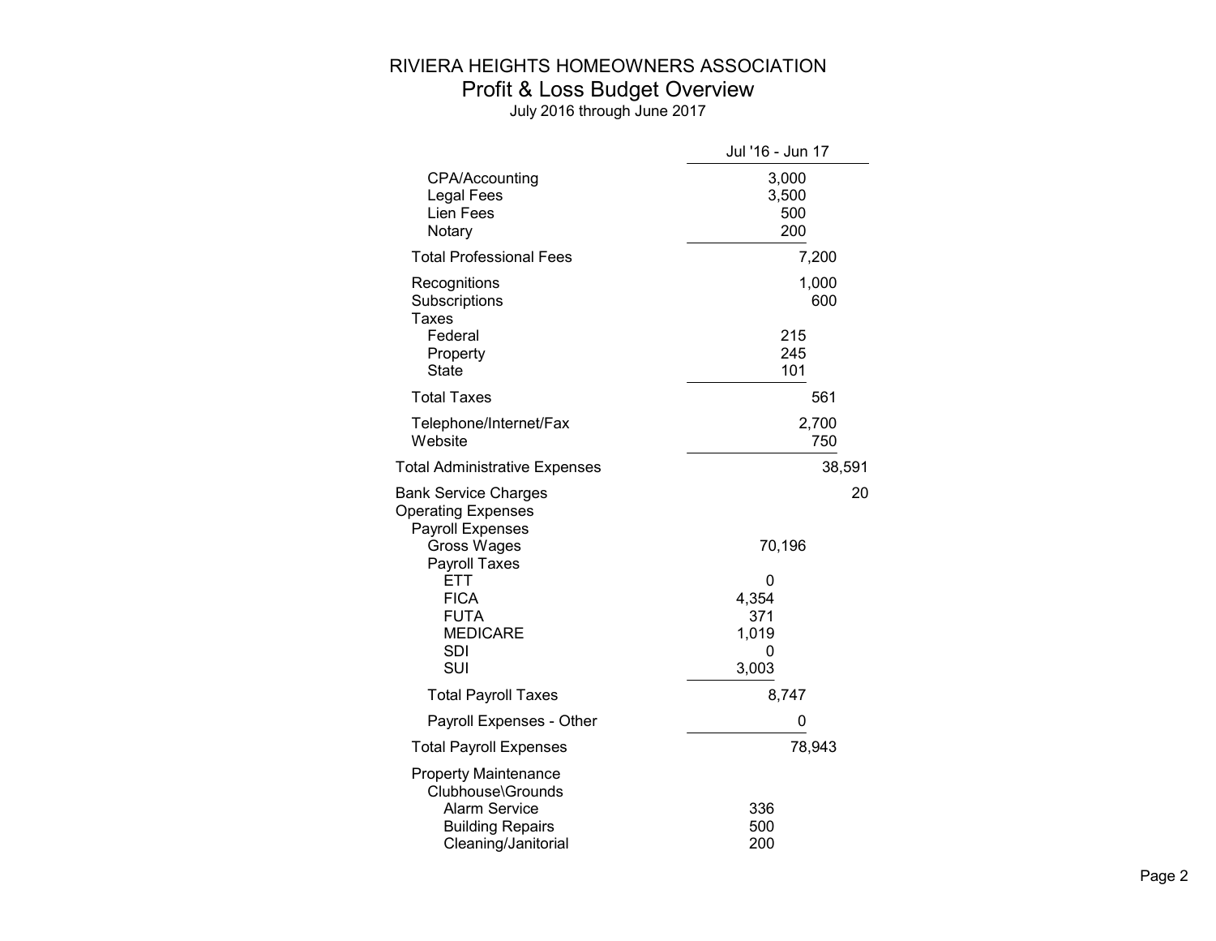# RIVIERA HEIGHTS HOMEOWNERS ASSOCIATION
## Profit & Loss Budget Overview
July 2016 through June 2017

| | Jul '16 - Jun 17 | | | |
|---|---|---|---|---|
| CPA/Accounting | | 3,000 | | |
| Legal Fees | | 3,500 | | |
| Lien Fees | | 500 | | |
| Notary | | 200 | | |
| Total Professional Fees | | | 7,200 | |
| Recognitions | | | 1,000 | |
| Subscriptions | | | 600 | |
| Taxes | | | | |
| Federal | | 215 | | |
| Property | | 245 | | |
| State | | 101 | | |
| Total Taxes | | | 561 | |
| Telephone/Internet/Fax | | | 2,700 | |
| Website | | | 750 | |
| Total Administrative Expenses | | | | 38,591 |
| Bank Service Charges | | | | 20 |
| Operating Expenses | | | | |
| Payroll Expenses | | | | |
| Gross Wages | | 70,196 | | |
| Payroll Taxes | | | | |
| ETT | 0 | | | |
| FICA | 4,354 | | | |
| FUTA | 371 | | | |
| MEDICARE | 1,019 | | | |
| SDI | 0 | | | |
| SUI | 3,003 | | | |
| Total Payroll Taxes | | 8,747 | | |
| Payroll Expenses - Other | | 0 | | |
| Total Payroll Expenses | | | 78,943 | |
| Property Maintenance | | | | |
| Clubhouse\Grounds | | | | |
| Alarm Service | 336 | | | |
| Building Repairs | 500 | | | |
| Cleaning/Janitorial | 200 | | | |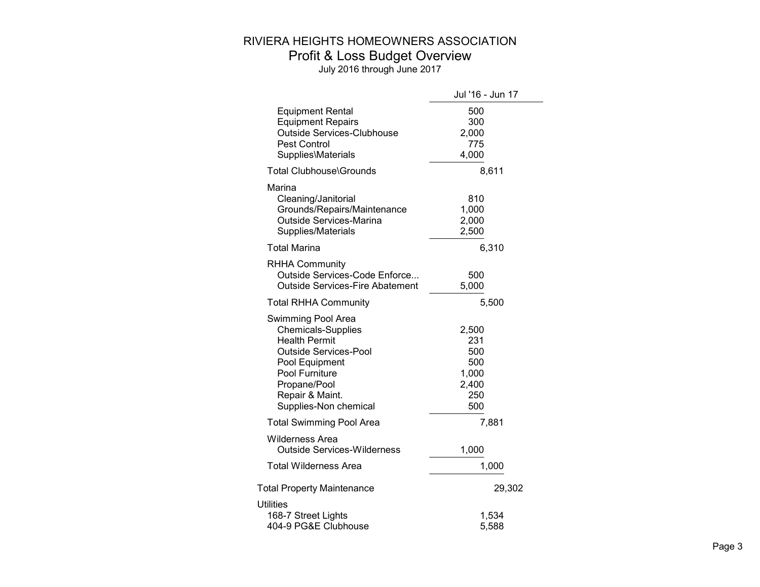# RIVIERA HEIGHTS HOMEOWNERS ASSOCIATION
## Profit & Loss Budget Overview
July 2016 through June 2017

| | Jul '16 - Jun 17 | | |
|---|---|---|---|
| Equipment Rental | 500 | | |
| Equipment Repairs | 300 | | |
| Outside Services-Clubhouse | 2,000 | | |
| Pest Control | 775 | | |
| Supplies\Materials | 4,000 | | |
| Total Clubhouse\Grounds | | 8,611 | |
| Marina | | | |
| Cleaning/Janitorial | 810 | | |
| Grounds/Repairs/Maintenance | 1,000 | | |
| Outside Services-Marina | 2,000 | | |
| Supplies/Materials | 2,500 | | |
| Total Marina | | 6,310 | |
| RHHA Community | | | |
| Outside Services-Code Enforce... | 500 | | |
| Outside Services-Fire Abatement | 5,000 | | |
| Total RHHA Community | | 5,500 | |
| Swimming Pool Area | | | |
| Chemicals-Supplies | 2,500 | | |
| Health Permit | 231 | | |
| Outside Services-Pool | 500 | | |
| Pool Equipment | 500 | | |
| Pool Furniture | 1,000 | | |
| Propane/Pool | 2,400 | | |
| Repair & Maint. | 250 | | |
| Supplies-Non chemical | 500 | | |
| Total Swimming Pool Area | | 7,881 | |
| Wilderness Area | | | |
| Outside Services-Wilderness | 1,000 | | |
| Total Wilderness Area | | 1,000 | |
| Total Property Maintenance | | | 29,302 |
| Utilities | | | |
| 168-7 Street Lights | | 1,534 | |
| 404-9 PG&E Clubhouse | | 5,588 | |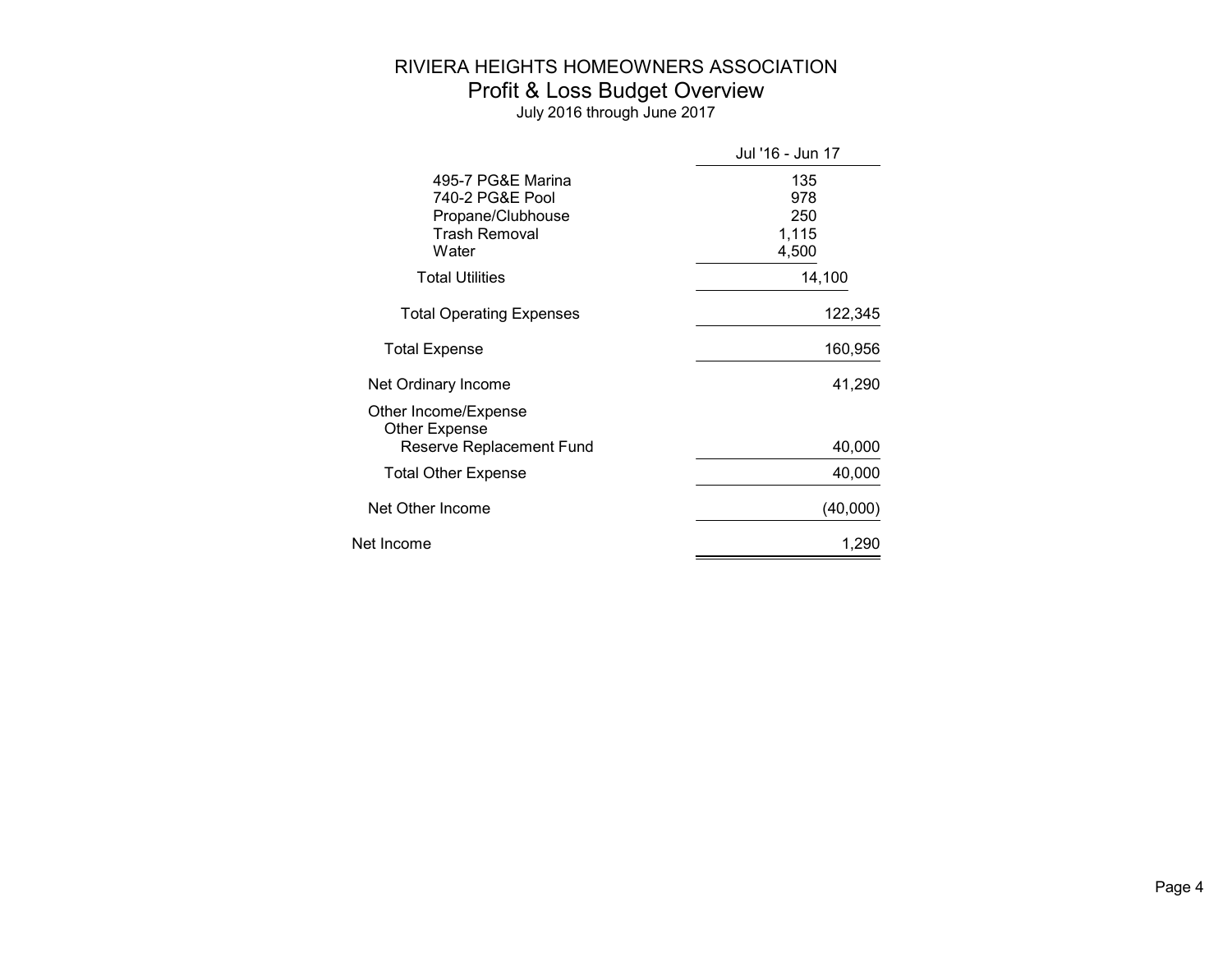# RIVIERA HEIGHTS HOMEOWNERS ASSOCIATION

## Profit & Loss Budget Overview

July 2016 through June 2017

| | Jul '16 - Jun 17 |
|---|---|
| 495-7 PG&E Marina | 135 |
| 740-2 PG&E Pool | 978 |
| Propane/Clubhouse | 250 |
| Trash Removal | 1,115 |
| Water | 4,500 |
| Total Utilities | 14,100 |
| Total Operating Expenses | 122,345 |
| Total Expense | 160,956 |
| Net Ordinary Income | 41,290 |
| Other Income/Expense | |
| Other Expense | |
| Reserve Replacement Fund | 40,000 |
| Total Other Expense | 40,000 |
| Net Other Income | (40,000) |
| Net Income | 1,290 |